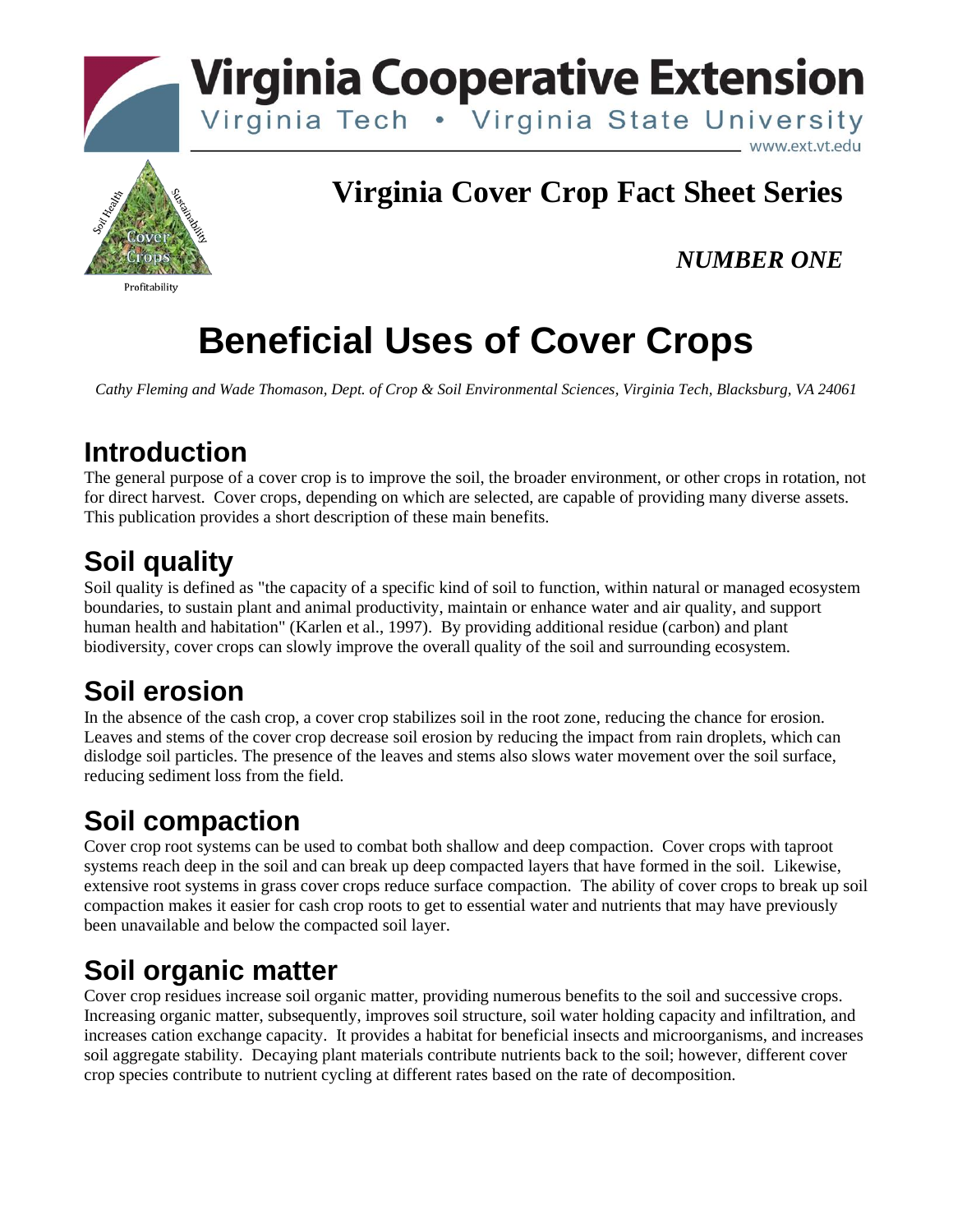# Virginia Cooperative Extension

Virginia Tech • Virginia State University

www.ext.vt.edu

## Virginia Cover Crop Fact Sheet Series

***NUMBER ONE***

# Beneficial Uses of Cover Crops

*Cathy Fleming and Wade Thomason, Dept. of Crop & Soil Environmental Sciences, Virginia Tech, Blacksburg, VA 24061*

## Introduction

The general purpose of a cover crop is to improve the soil, the broader environment, or other crops in rotation, not for direct harvest. Cover crops, depending on which are selected, are capable of providing many diverse assets. This publication provides a short description of these main benefits.

## Soil quality

Soil quality is defined as "the capacity of a specific kind of soil to function, within natural or managed ecosystem boundaries, to sustain plant and animal productivity, maintain or enhance water and air quality, and support human health and habitation" (Karlen et al., 1997). By providing additional residue (carbon) and plant biodiversity, cover crops can slowly improve the overall quality of the soil and surrounding ecosystem.

## Soil erosion

In the absence of the cash crop, a cover crop stabilizes soil in the root zone, reducing the chance for erosion. Leaves and stems of the cover crop decrease soil erosion by reducing the impact from rain droplets, which can dislodge soil particles. The presence of the leaves and stems also slows water movement over the soil surface, reducing sediment loss from the field.

## Soil compaction

Cover crop root systems can be used to combat both shallow and deep compaction. Cover crops with taproot systems reach deep in the soil and can break up deep compacted layers that have formed in the soil. Likewise, extensive root systems in grass cover crops reduce surface compaction. The ability of cover crops to break up soil compaction makes it easier for cash crop roots to get to essential water and nutrients that may have previously been unavailable and below the compacted soil layer.

## Soil organic matter

Cover crop residues increase soil organic matter, providing numerous benefits to the soil and successive crops. Increasing organic matter, subsequently, improves soil structure, soil water holding capacity and infiltration, and increases cation exchange capacity. It provides a habitat for beneficial insects and microorganisms, and increases soil aggregate stability. Decaying plant materials contribute nutrients back to the soil; however, different cover crop species contribute to nutrient cycling at different rates based on the rate of decomposition.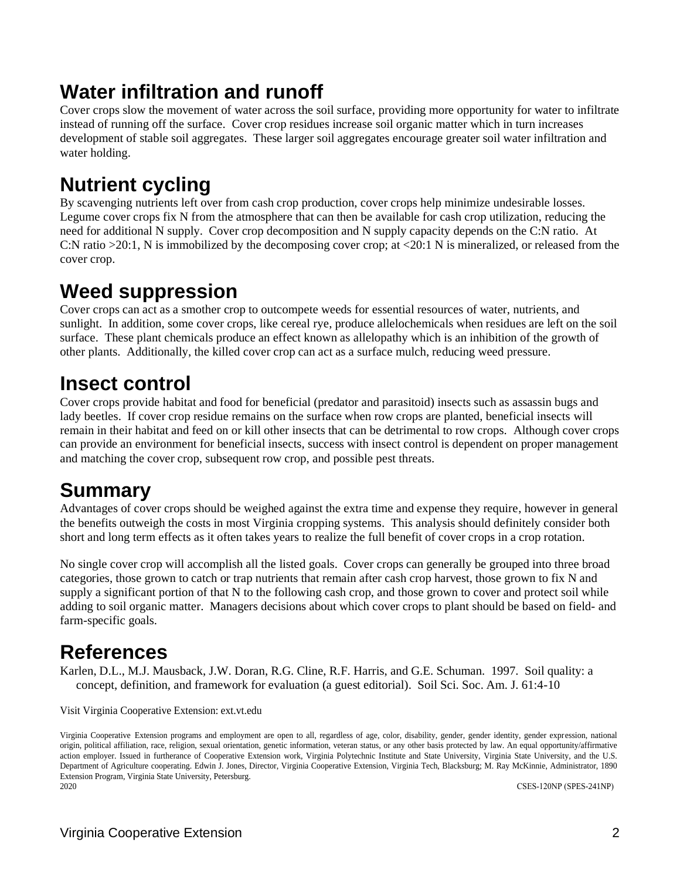## Water infiltration and runoff

Cover crops slow the movement of water across the soil surface, providing more opportunity for water to infiltrate instead of running off the surface. Cover crop residues increase soil organic matter which in turn increases development of stable soil aggregates. These larger soil aggregates encourage greater soil water infiltration and water holding.

## Nutrient cycling

By scavenging nutrients left over from cash crop production, cover crops help minimize undesirable losses. Legume cover crops fix N from the atmosphere that can then be available for cash crop utilization, reducing the need for additional N supply. Cover crop decomposition and N supply capacity depends on the C:N ratio. At C:N ratio >20:1, N is immobilized by the decomposing cover crop; at <20:1 N is mineralized, or released from the cover crop.

## Weed suppression

Cover crops can act as a smother crop to outcompete weeds for essential resources of water, nutrients, and sunlight. In addition, some cover crops, like cereal rye, produce allelochemicals when residues are left on the soil surface. These plant chemicals produce an effect known as allelopathy which is an inhibition of the growth of other plants. Additionally, the killed cover crop can act as a surface mulch, reducing weed pressure.

## Insect control

Cover crops provide habitat and food for beneficial (predator and parasitoid) insects such as assassin bugs and lady beetles. If cover crop residue remains on the surface when row crops are planted, beneficial insects will remain in their habitat and feed on or kill other insects that can be detrimental to row crops. Although cover crops can provide an environment for beneficial insects, success with insect control is dependent on proper management and matching the cover crop, subsequent row crop, and possible pest threats.

## Summary

Advantages of cover crops should be weighed against the extra time and expense they require, however in general the benefits outweigh the costs in most Virginia cropping systems. This analysis should definitely consider both short and long term effects as it often takes years to realize the full benefit of cover crops in a crop rotation.

No single cover crop will accomplish all the listed goals. Cover crops can generally be grouped into three broad categories, those grown to catch or trap nutrients that remain after cash crop harvest, those grown to fix N and supply a significant portion of that N to the following cash crop, and those grown to cover and protect soil while adding to soil organic matter. Managers decisions about which cover crops to plant should be based on field- and farm-specific goals.

## References

Karlen, D.L., M.J. Mausback, J.W. Doran, R.G. Cline, R.F. Harris, and G.E. Schuman. 1997. Soil quality: a concept, definition, and framework for evaluation (a guest editorial). Soil Sci. Soc. Am. J. 61:4-10

Visit Virginia Cooperative Extension: ext.vt.edu

Virginia Cooperative Extension programs and employment are open to all, regardless of age, color, disability, gender, gender identity, gender expression, national origin, political affiliation, race, religion, sexual orientation, genetic information, veteran status, or any other basis protected by law. An equal opportunity/affirmative action employer. Issued in furtherance of Cooperative Extension work, Virginia Polytechnic Institute and State University, Virginia State University, and the U.S. Department of Agriculture cooperating. Edwin J. Jones, Director, Virginia Cooperative Extension, Virginia Tech, Blacksburg; M. Ray McKinnie, Administrator, 1890 Extension Program, Virginia State University, Petersburg.

2020 CSES-120NP (SPES-241NP)